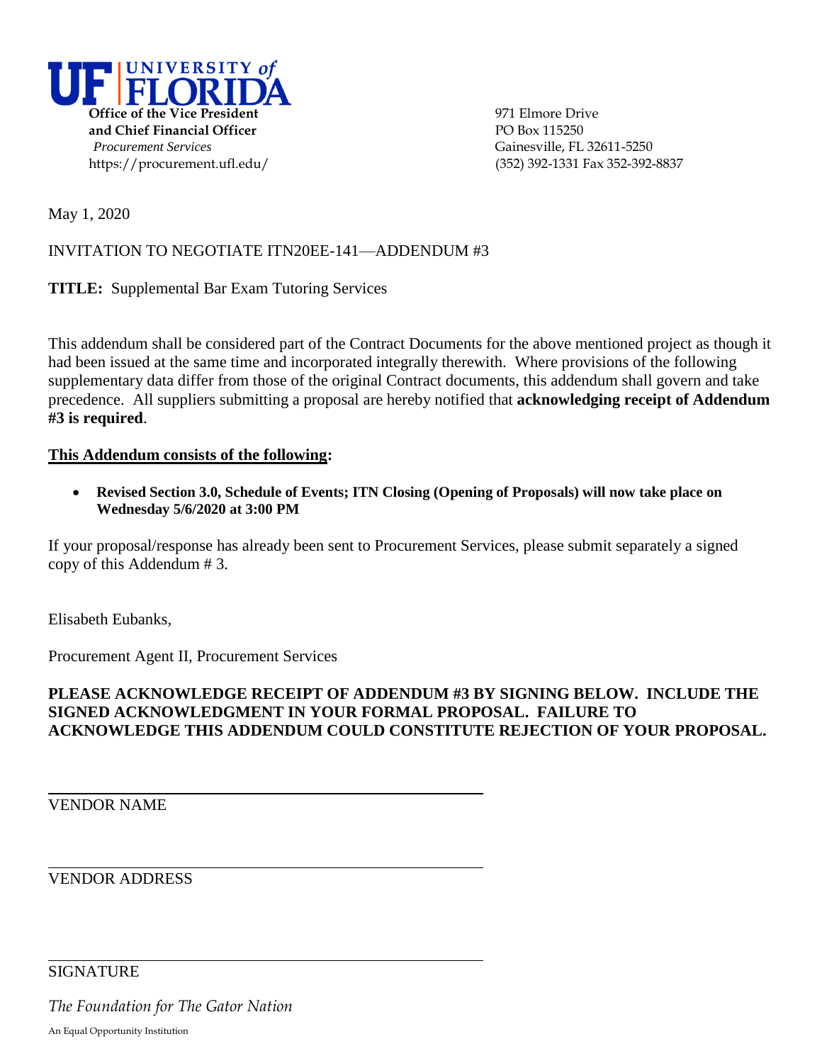**UF | UNIVERSITY of FLORIDA**

**Office of the Vice President and Chief Financial Officer**
*Procurement Services*
https://procurement.ufl.edu/

971 Elmore Drive
PO Box 115250
Gainesville, FL 32611-5250
(352) 392-1331 Fax 352-392-8837

May 1, 2020

INVITATION TO NEGOTIATE ITN20EE-141—ADDENDUM #3

**TITLE:** Supplemental Bar Exam Tutoring Services

This addendum shall be considered part of the Contract Documents for the above mentioned project as though it had been issued at the same time and incorporated integrally therewith. Where provisions of the following supplementary data differ from those of the original Contract documents, this addendum shall govern and take precedence. All suppliers submitting a proposal are hereby notified that **acknowledging receipt of Addendum #3 is required**.

**<u>This Addendum consists of the following</u>:**

- **Revised Section 3.0, Schedule of Events; ITN Closing (Opening of Proposals) will now take place on Wednesday 5/6/2020 at 3:00 PM**

If your proposal/response has already been sent to Procurement Services, please submit separately a signed copy of this Addendum # 3.

Elisabeth Eubanks,

Procurement Agent II, Procurement Services

**PLEASE ACKNOWLEDGE RECEIPT OF ADDENDUM #3 BY SIGNING BELOW. INCLUDE THE SIGNED ACKNOWLEDGMENT IN YOUR FORMAL PROPOSAL. FAILURE TO ACKNOWLEDGE THIS ADDENDUM COULD CONSTITUTE REJECTION OF YOUR PROPOSAL.**

\_\_\_\_\_\_\_\_\_\_\_\_\_\_\_\_\_\_\_\_\_\_\_\_\_\_\_\_\_\_\_\_\_\_\_\_\_\_\_\_
VENDOR NAME

\_\_\_\_\_\_\_\_\_\_\_\_\_\_\_\_\_\_\_\_\_\_\_\_\_\_\_\_\_\_\_\_\_\_\_\_\_\_\_\_
VENDOR ADDRESS

\_\_\_\_\_\_\_\_\_\_\_\_\_\_\_\_\_\_\_\_\_\_\_\_\_\_\_\_\_\_\_\_\_\_\_\_\_\_\_\_
SIGNATURE

*The Foundation for The Gator Nation*

An Equal Opportunity Institution